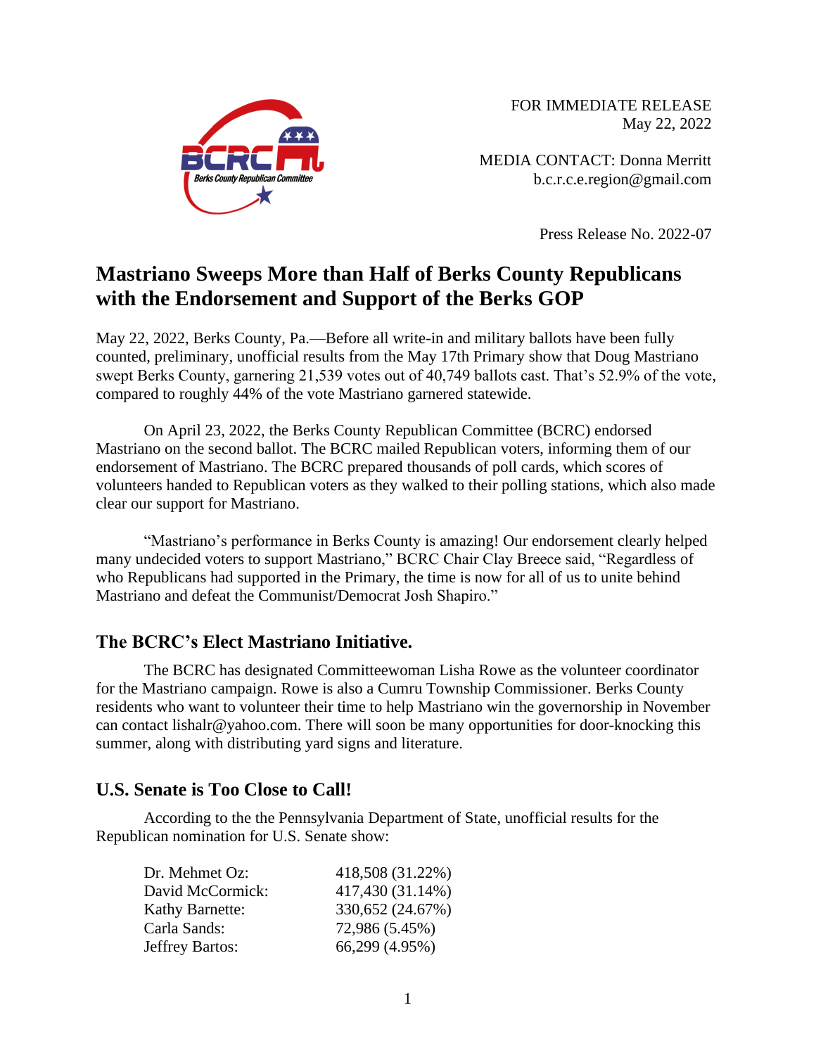FOR IMMEDIATE RELEASE
May 22, 2022

MEDIA CONTACT: Donna Merritt
b.c.r.c.e.region@gmail.com

Press Release No. 2022-07

# Mastriano Sweeps More than Half of Berks County Republicans with the Endorsement and Support of the Berks GOP

May 22, 2022, Berks County, Pa.—Before all write-in and military ballots have been fully counted, preliminary, unofficial results from the May 17th Primary show that Doug Mastriano swept Berks County, garnering 21,539 votes out of 40,749 ballots cast. That's 52.9% of the vote, compared to roughly 44% of the vote Mastriano garnered statewide.

On April 23, 2022, the Berks County Republican Committee (BCRC) endorsed Mastriano on the second ballot. The BCRC mailed Republican voters, informing them of our endorsement of Mastriano. The BCRC prepared thousands of poll cards, which scores of volunteers handed to Republican voters as they walked to their polling stations, which also made clear our support for Mastriano.

"Mastriano's performance in Berks County is amazing! Our endorsement clearly helped many undecided voters to support Mastriano," BCRC Chair Clay Breece said, "Regardless of who Republicans had supported in the Primary, the time is now for all of us to unite behind Mastriano and defeat the Communist/Democrat Josh Shapiro."

## The BCRC's Elect Mastriano Initiative.

The BCRC has designated Committeewoman Lisha Rowe as the volunteer coordinator for the Mastriano campaign. Rowe is also a Cumru Township Commissioner. Berks County residents who want to volunteer their time to help Mastriano win the governorship in November can contact lishalr@yahoo.com. There will soon be many opportunities for door-knocking this summer, along with distributing yard signs and literature.

## U.S. Senate is Too Close to Call!

According to the the Pennsylvania Department of State, unofficial results for the Republican nomination for U.S. Senate show:

| Candidate | Votes |
|---|---|
| Dr. Mehmet Oz: | 418,508 (31.22%) |
| David McCormick: | 417,430 (31.14%) |
| Kathy Barnette: | 330,652 (24.67%) |
| Carla Sands: | 72,986 (5.45%) |
| Jeffrey Bartos: | 66,299 (4.95%) |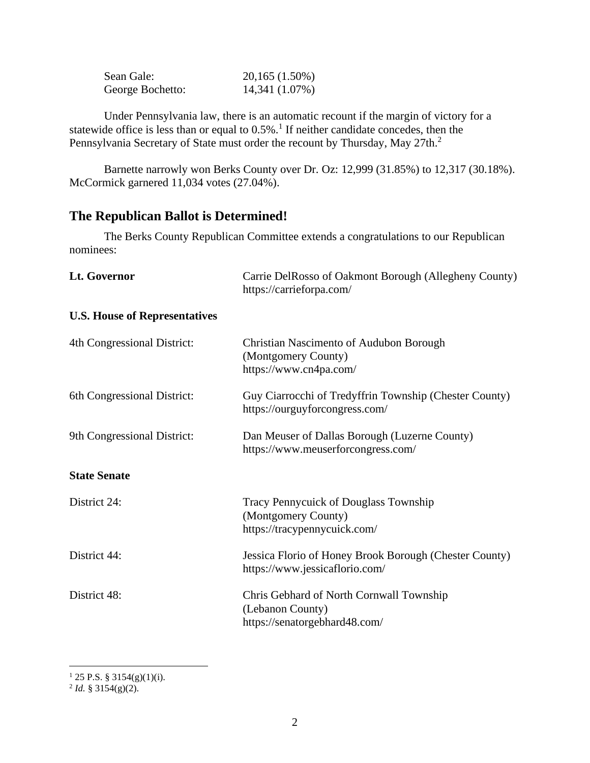| | |
|---|---|
| Sean Gale: | 20,165 (1.50%) |
| George Bochetto: | 14,341 (1.07%) |

Under Pennsylvania law, there is an automatic recount if the margin of victory for a statewide office is less than or equal to 0.5%.[1] If neither candidate concedes, then the Pennsylvania Secretary of State must order the recount by Thursday, May 27th.[2]

Barnette narrowly won Berks County over Dr. Oz: 12,999 (31.85%) to 12,317 (30.18%). McCormick garnered 11,034 votes (27.04%).

## The Republican Ballot is Determined!

The Berks County Republican Committee extends a congratulations to our Republican nominees:

**Lt. Governor** — Carrie DelRosso of Oakmont Borough (Allegheny County)
https://carrieforpa.com/

**U.S. House of Representatives**

4th Congressional District: Christian Nascimento of Audubon Borough (Montgomery County)
https://www.cn4pa.com/

6th Congressional District: Guy Ciarrocchi of Tredyffrin Township (Chester County)
https://ourguyforcongress.com/

9th Congressional District: Dan Meuser of Dallas Borough (Luzerne County)
https://www.meuserforcongress.com/

**State Senate**

District 24: Tracy Pennycuick of Douglass Township (Montgomery County)
https://tracypennycuick.com/

District 44: Jessica Florio of Honey Brook Borough (Chester County)
https://www.jessicaflorio.com/

District 48: Chris Gebhard of North Cornwall Township (Lebanon County)
https://senatorgebhard48.com/

---

[1] 25 P.S. § 3154(g)(1)(i).

[2] *Id.* § 3154(g)(2).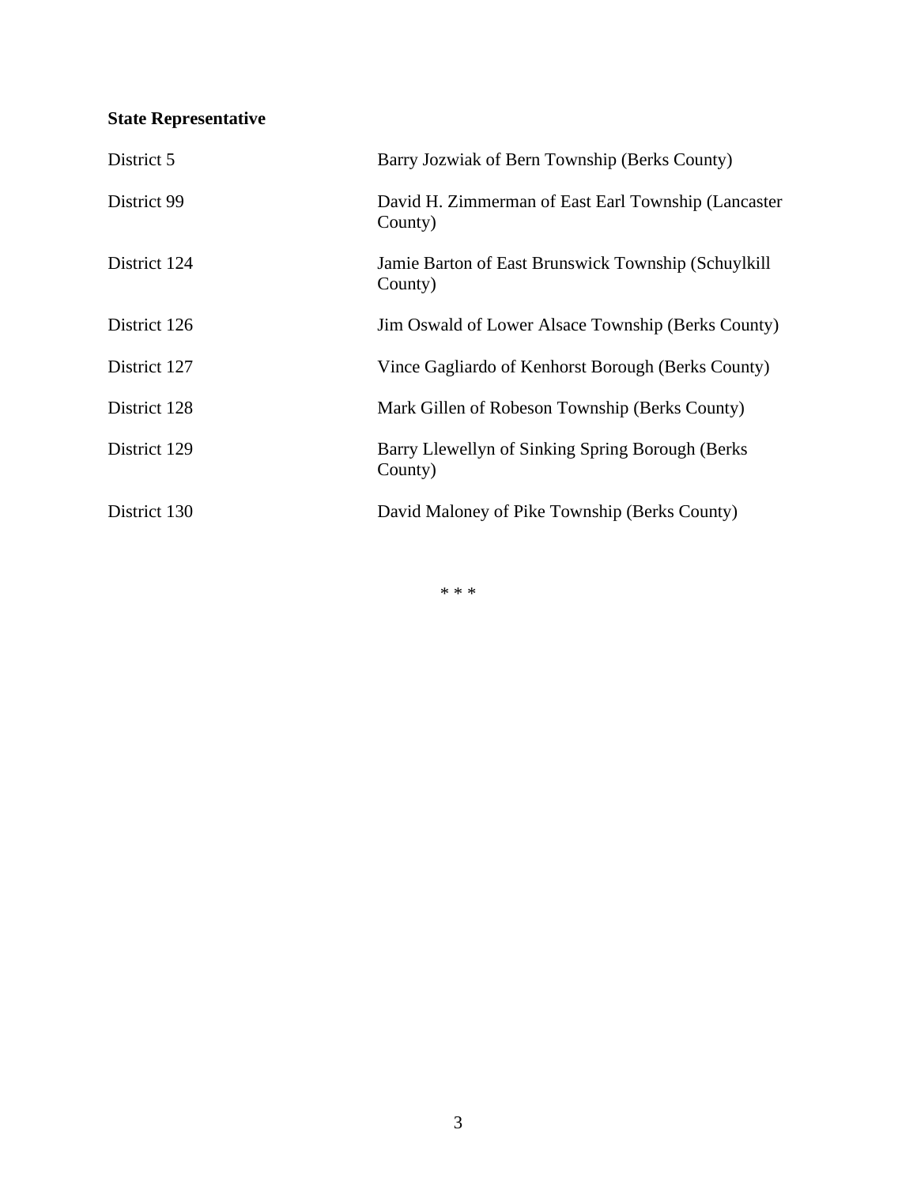**State Representative**

| | |
|---|---|
| District 5 | Barry Jozwiak of Bern Township (Berks County) |
| District 99 | David H. Zimmerman of East Earl Township (Lancaster County) |
| District 124 | Jamie Barton of East Brunswick Township (Schuylkill County) |
| District 126 | Jim Oswald of Lower Alsace Township (Berks County) |
| District 127 | Vince Gagliardo of Kenhorst Borough (Berks County) |
| District 128 | Mark Gillen of Robeson Township (Berks County) |
| District 129 | Barry Llewellyn of Sinking Spring Borough (Berks County) |
| District 130 | David Maloney of Pike Township (Berks County) |

* * *